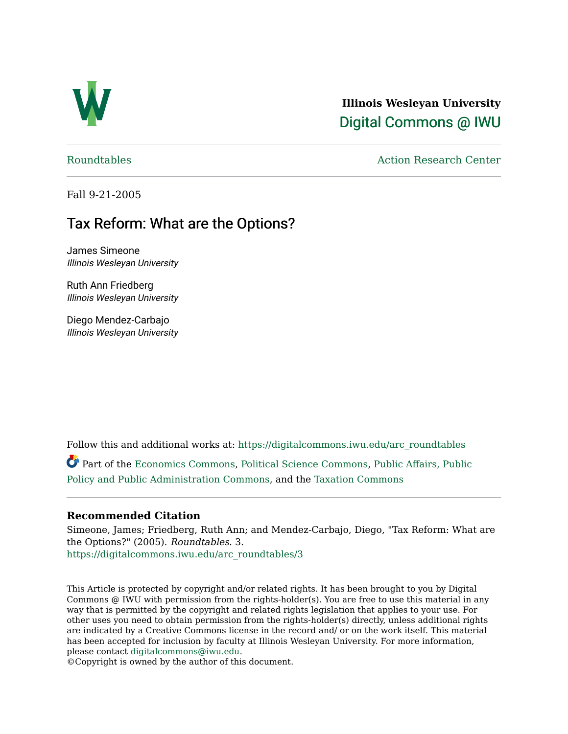**Illinois Wesleyan University**

Digital Commons @ IWU

Roundtables | Action Research Center

Fall 9-21-2005

# Tax Reform: What are the Options?

James Simeone
*Illinois Wesleyan University*

Ruth Ann Friedberg
*Illinois Wesleyan University*

Diego Mendez-Carbajo
*Illinois Wesleyan University*

Follow this and additional works at: https://digitalcommons.iwu.edu/arc_roundtables

Part of the Economics Commons, Political Science Commons, Public Affairs, Public Policy and Public Administration Commons, and the Taxation Commons

## Recommended Citation

Simeone, James; Friedberg, Ruth Ann; and Mendez-Carbajo, Diego, "Tax Reform: What are the Options?" (2005). *Roundtables*. 3.
https://digitalcommons.iwu.edu/arc_roundtables/3

This Article is protected by copyright and/or related rights. It has been brought to you by Digital Commons @ IWU with permission from the rights-holder(s). You are free to use this material in any way that is permitted by the copyright and related rights legislation that applies to your use. For other uses you need to obtain permission from the rights-holder(s) directly, unless additional rights are indicated by a Creative Commons license in the record and/ or on the work itself. This material has been accepted for inclusion by faculty at Illinois Wesleyan University. For more information, please contact digitalcommons@iwu.edu.
©Copyright is owned by the author of this document.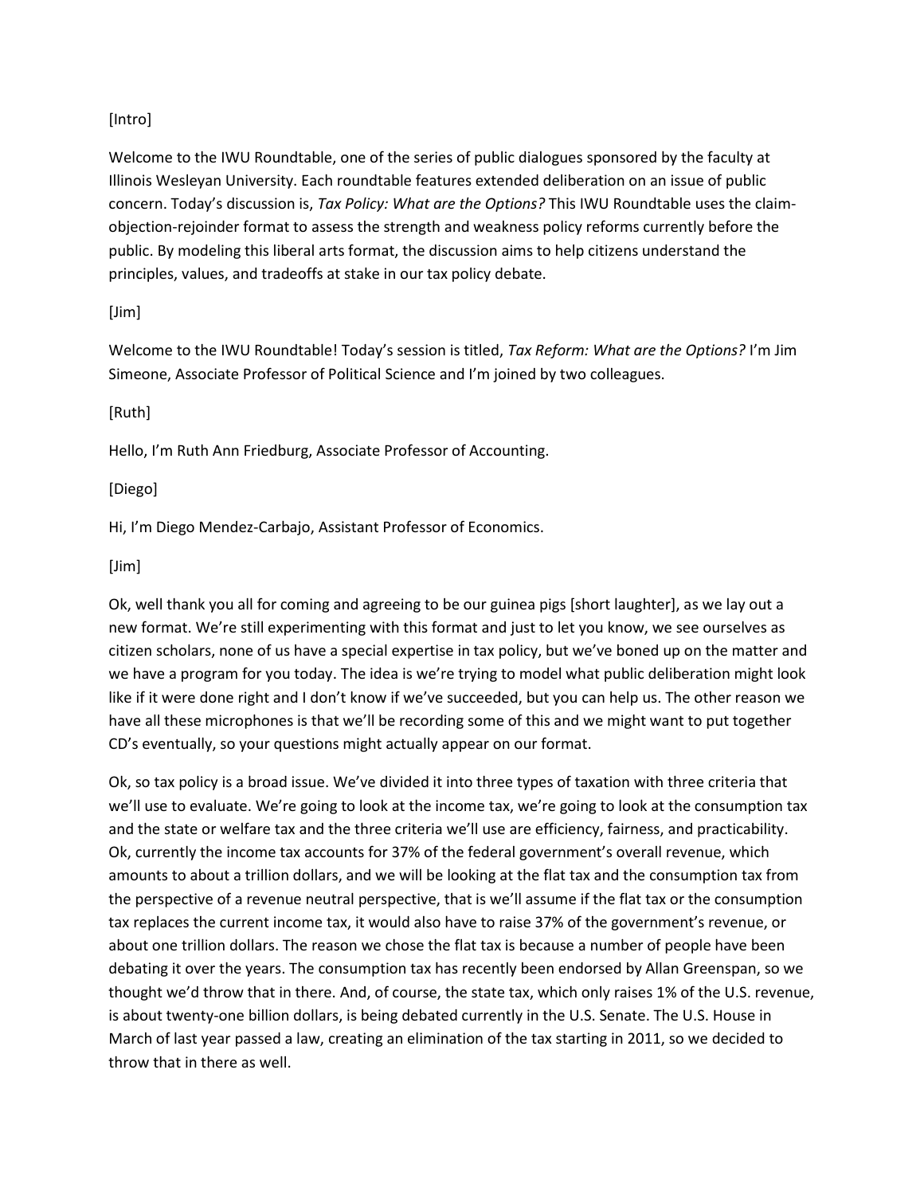[Intro]

Welcome to the IWU Roundtable, one of the series of public dialogues sponsored by the faculty at Illinois Wesleyan University. Each roundtable features extended deliberation on an issue of public concern. Today's discussion is, *Tax Policy: What are the Options?* This IWU Roundtable uses the claim-objection-rejoinder format to assess the strength and weakness policy reforms currently before the public. By modeling this liberal arts format, the discussion aims to help citizens understand the principles, values, and tradeoffs at stake in our tax policy debate.

[Jim]

Welcome to the IWU Roundtable! Today's session is titled, *Tax Reform: What are the Options?* I'm Jim Simeone, Associate Professor of Political Science and I'm joined by two colleagues.

[Ruth]

Hello, I'm Ruth Ann Friedburg, Associate Professor of Accounting.

[Diego]

Hi, I'm Diego Mendez-Carbajo, Assistant Professor of Economics.

[Jim]

Ok, well thank you all for coming and agreeing to be our guinea pigs [short laughter], as we lay out a new format. We're still experimenting with this format and just to let you know, we see ourselves as citizen scholars, none of us have a special expertise in tax policy, but we've boned up on the matter and we have a program for you today. The idea is we're trying to model what public deliberation might look like if it were done right and I don't know if we've succeeded, but you can help us. The other reason we have all these microphones is that we'll be recording some of this and we might want to put together CD's eventually, so your questions might actually appear on our format.

Ok, so tax policy is a broad issue. We've divided it into three types of taxation with three criteria that we'll use to evaluate. We're going to look at the income tax, we're going to look at the consumption tax and the state or welfare tax and the three criteria we'll use are efficiency, fairness, and practicability. Ok, currently the income tax accounts for 37% of the federal government's overall revenue, which amounts to about a trillion dollars, and we will be looking at the flat tax and the consumption tax from the perspective of a revenue neutral perspective, that is we'll assume if the flat tax or the consumption tax replaces the current income tax, it would also have to raise 37% of the government's revenue, or about one trillion dollars. The reason we chose the flat tax is because a number of people have been debating it over the years. The consumption tax has recently been endorsed by Allan Greenspan, so we thought we'd throw that in there. And, of course, the state tax, which only raises 1% of the U.S. revenue, is about twenty-one billion dollars, is being debated currently in the U.S. Senate. The U.S. House in March of last year passed a law, creating an elimination of the tax starting in 2011, so we decided to throw that in there as well.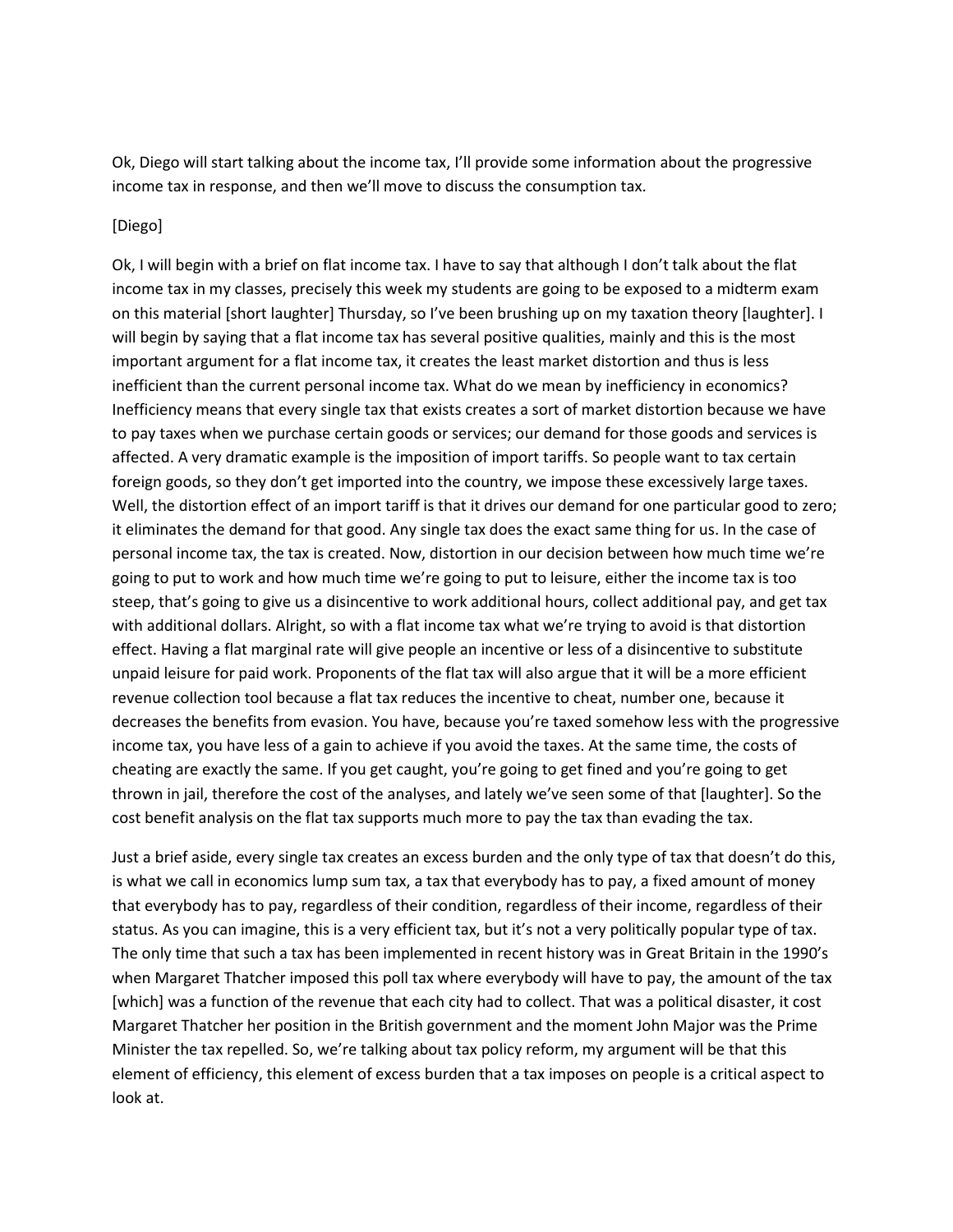Ok, Diego will start talking about the income tax, I'll provide some information about the progressive income tax in response, and then we'll move to discuss the consumption tax.

[Diego]

Ok, I will begin with a brief on flat income tax. I have to say that although I don't talk about the flat income tax in my classes, precisely this week my students are going to be exposed to a midterm exam on this material [short laughter] Thursday, so I've been brushing up on my taxation theory [laughter]. I will begin by saying that a flat income tax has several positive qualities, mainly and this is the most important argument for a flat income tax, it creates the least market distortion and thus is less inefficient than the current personal income tax. What do we mean by inefficiency in economics? Inefficiency means that every single tax that exists creates a sort of market distortion because we have to pay taxes when we purchase certain goods or services; our demand for those goods and services is affected. A very dramatic example is the imposition of import tariffs. So people want to tax certain foreign goods, so they don't get imported into the country, we impose these excessively large taxes. Well, the distortion effect of an import tariff is that it drives our demand for one particular good to zero; it eliminates the demand for that good. Any single tax does the exact same thing for us. In the case of personal income tax, the tax is created. Now, distortion in our decision between how much time we're going to put to work and how much time we're going to put to leisure, either the income tax is too steep, that's going to give us a disincentive to work additional hours, collect additional pay, and get tax with additional dollars. Alright, so with a flat income tax what we're trying to avoid is that distortion effect. Having a flat marginal rate will give people an incentive or less of a disincentive to substitute unpaid leisure for paid work. Proponents of the flat tax will also argue that it will be a more efficient revenue collection tool because a flat tax reduces the incentive to cheat, number one, because it decreases the benefits from evasion. You have, because you're taxed somehow less with the progressive income tax, you have less of a gain to achieve if you avoid the taxes. At the same time, the costs of cheating are exactly the same. If you get caught, you're going to get fined and you're going to get thrown in jail, therefore the cost of the analyses, and lately we've seen some of that [laughter]. So the cost benefit analysis on the flat tax supports much more to pay the tax than evading the tax.

Just a brief aside, every single tax creates an excess burden and the only type of tax that doesn't do this, is what we call in economics lump sum tax, a tax that everybody has to pay, a fixed amount of money that everybody has to pay, regardless of their condition, regardless of their income, regardless of their status. As you can imagine, this is a very efficient tax, but it's not a very politically popular type of tax. The only time that such a tax has been implemented in recent history was in Great Britain in the 1990's when Margaret Thatcher imposed this poll tax where everybody will have to pay, the amount of the tax [which] was a function of the revenue that each city had to collect. That was a political disaster, it cost Margaret Thatcher her position in the British government and the moment John Major was the Prime Minister the tax repelled. So, we're talking about tax policy reform, my argument will be that this element of efficiency, this element of excess burden that a tax imposes on people is a critical aspect to look at.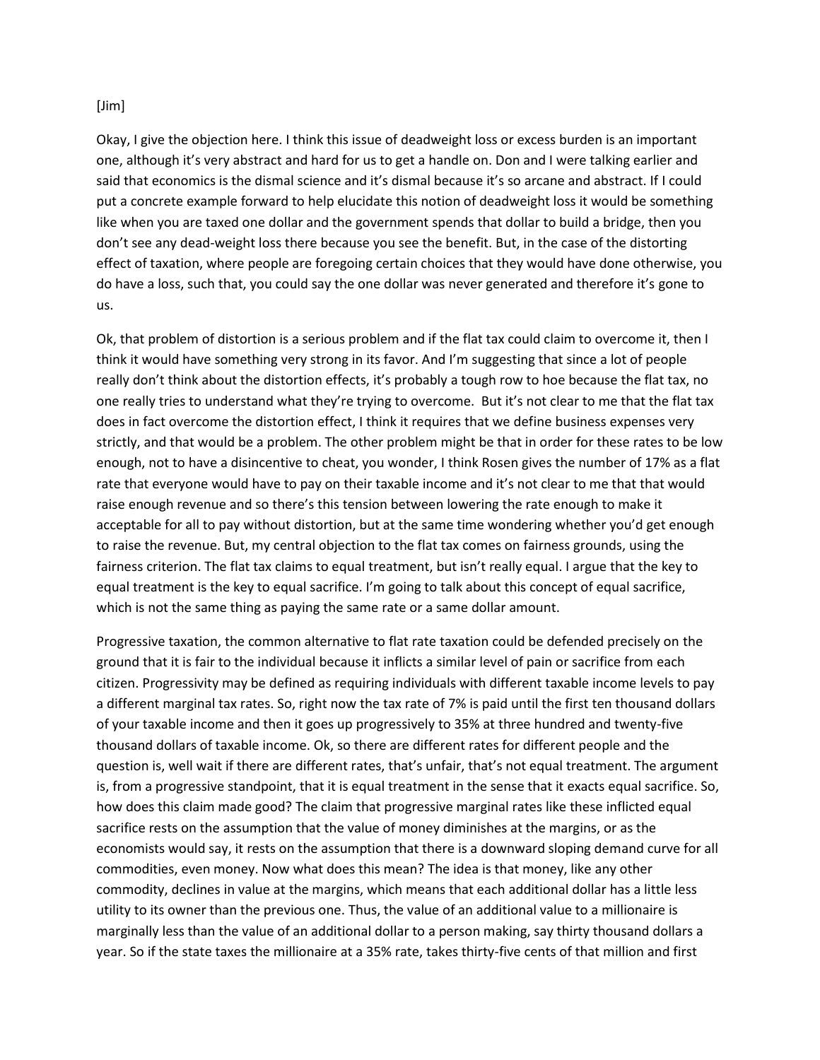[Jim]

Okay, I give the objection here. I think this issue of deadweight loss or excess burden is an important one, although it's very abstract and hard for us to get a handle on. Don and I were talking earlier and said that economics is the dismal science and it's dismal because it's so arcane and abstract. If I could put a concrete example forward to help elucidate this notion of deadweight loss it would be something like when you are taxed one dollar and the government spends that dollar to build a bridge, then you don't see any dead-weight loss there because you see the benefit. But, in the case of the distorting effect of taxation, where people are foregoing certain choices that they would have done otherwise, you do have a loss, such that, you could say the one dollar was never generated and therefore it's gone to us.

Ok, that problem of distortion is a serious problem and if the flat tax could claim to overcome it, then I think it would have something very strong in its favor. And I'm suggesting that since a lot of people really don't think about the distortion effects, it's probably a tough row to hoe because the flat tax, no one really tries to understand what they're trying to overcome. But it's not clear to me that the flat tax does in fact overcome the distortion effect, I think it requires that we define business expenses very strictly, and that would be a problem. The other problem might be that in order for these rates to be low enough, not to have a disincentive to cheat, you wonder, I think Rosen gives the number of 17% as a flat rate that everyone would have to pay on their taxable income and it's not clear to me that that would raise enough revenue and so there's this tension between lowering the rate enough to make it acceptable for all to pay without distortion, but at the same time wondering whether you'd get enough to raise the revenue. But, my central objection to the flat tax comes on fairness grounds, using the fairness criterion. The flat tax claims to equal treatment, but isn't really equal. I argue that the key to equal treatment is the key to equal sacrifice. I'm going to talk about this concept of equal sacrifice, which is not the same thing as paying the same rate or a same dollar amount.

Progressive taxation, the common alternative to flat rate taxation could be defended precisely on the ground that it is fair to the individual because it inflicts a similar level of pain or sacrifice from each citizen. Progressivity may be defined as requiring individuals with different taxable income levels to pay a different marginal tax rates. So, right now the tax rate of 7% is paid until the first ten thousand dollars of your taxable income and then it goes up progressively to 35% at three hundred and twenty-five thousand dollars of taxable income. Ok, so there are different rates for different people and the question is, well wait if there are different rates, that's unfair, that's not equal treatment. The argument is, from a progressive standpoint, that it is equal treatment in the sense that it exacts equal sacrifice. So, how does this claim made good? The claim that progressive marginal rates like these inflicted equal sacrifice rests on the assumption that the value of money diminishes at the margins, or as the economists would say, it rests on the assumption that there is a downward sloping demand curve for all commodities, even money. Now what does this mean? The idea is that money, like any other commodity, declines in value at the margins, which means that each additional dollar has a little less utility to its owner than the previous one. Thus, the value of an additional value to a millionaire is marginally less than the value of an additional dollar to a person making, say thirty thousand dollars a year. So if the state taxes the millionaire at a 35% rate, takes thirty-five cents of that million and first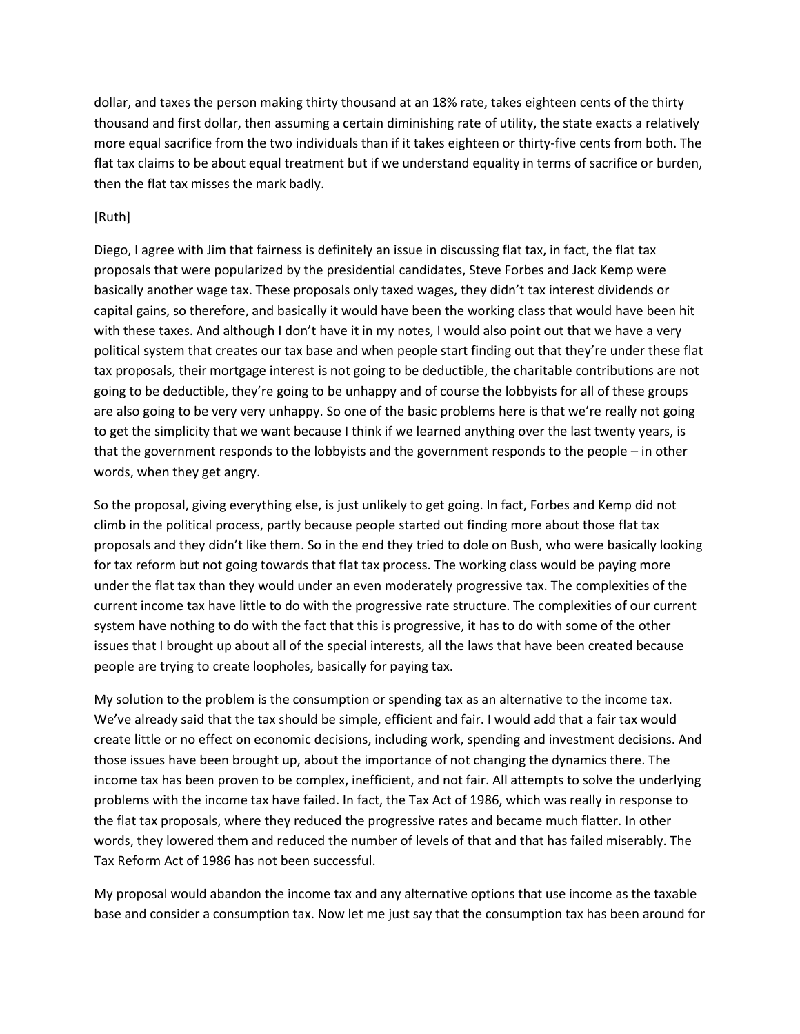dollar, and taxes the person making thirty thousand at an 18% rate, takes eighteen cents of the thirty thousand and first dollar, then assuming a certain diminishing rate of utility, the state exacts a relatively more equal sacrifice from the two individuals than if it takes eighteen or thirty-five cents from both. The flat tax claims to be about equal treatment but if we understand equality in terms of sacrifice or burden, then the flat tax misses the mark badly.

[Ruth]

Diego, I agree with Jim that fairness is definitely an issue in discussing flat tax, in fact, the flat tax proposals that were popularized by the presidential candidates, Steve Forbes and Jack Kemp were basically another wage tax. These proposals only taxed wages, they didn't tax interest dividends or capital gains, so therefore, and basically it would have been the working class that would have been hit with these taxes. And although I don't have it in my notes, I would also point out that we have a very political system that creates our tax base and when people start finding out that they're under these flat tax proposals, their mortgage interest is not going to be deductible, the charitable contributions are not going to be deductible, they're going to be unhappy and of course the lobbyists for all of these groups are also going to be very very unhappy. So one of the basic problems here is that we're really not going to get the simplicity that we want because I think if we learned anything over the last twenty years, is that the government responds to the lobbyists and the government responds to the people – in other words, when they get angry.

So the proposal, giving everything else, is just unlikely to get going. In fact, Forbes and Kemp did not climb in the political process, partly because people started out finding more about those flat tax proposals and they didn't like them. So in the end they tried to dole on Bush, who were basically looking for tax reform but not going towards that flat tax process. The working class would be paying more under the flat tax than they would under an even moderately progressive tax. The complexities of the current income tax have little to do with the progressive rate structure. The complexities of our current system have nothing to do with the fact that this is progressive, it has to do with some of the other issues that I brought up about all of the special interests, all the laws that have been created because people are trying to create loopholes, basically for paying tax.

My solution to the problem is the consumption or spending tax as an alternative to the income tax. We've already said that the tax should be simple, efficient and fair. I would add that a fair tax would create little or no effect on economic decisions, including work, spending and investment decisions. And those issues have been brought up, about the importance of not changing the dynamics there. The income tax has been proven to be complex, inefficient, and not fair. All attempts to solve the underlying problems with the income tax have failed. In fact, the Tax Act of 1986, which was really in response to the flat tax proposals, where they reduced the progressive rates and became much flatter. In other words, they lowered them and reduced the number of levels of that and that has failed miserably. The Tax Reform Act of 1986 has not been successful.

My proposal would abandon the income tax and any alternative options that use income as the taxable base and consider a consumption tax. Now let me just say that the consumption tax has been around for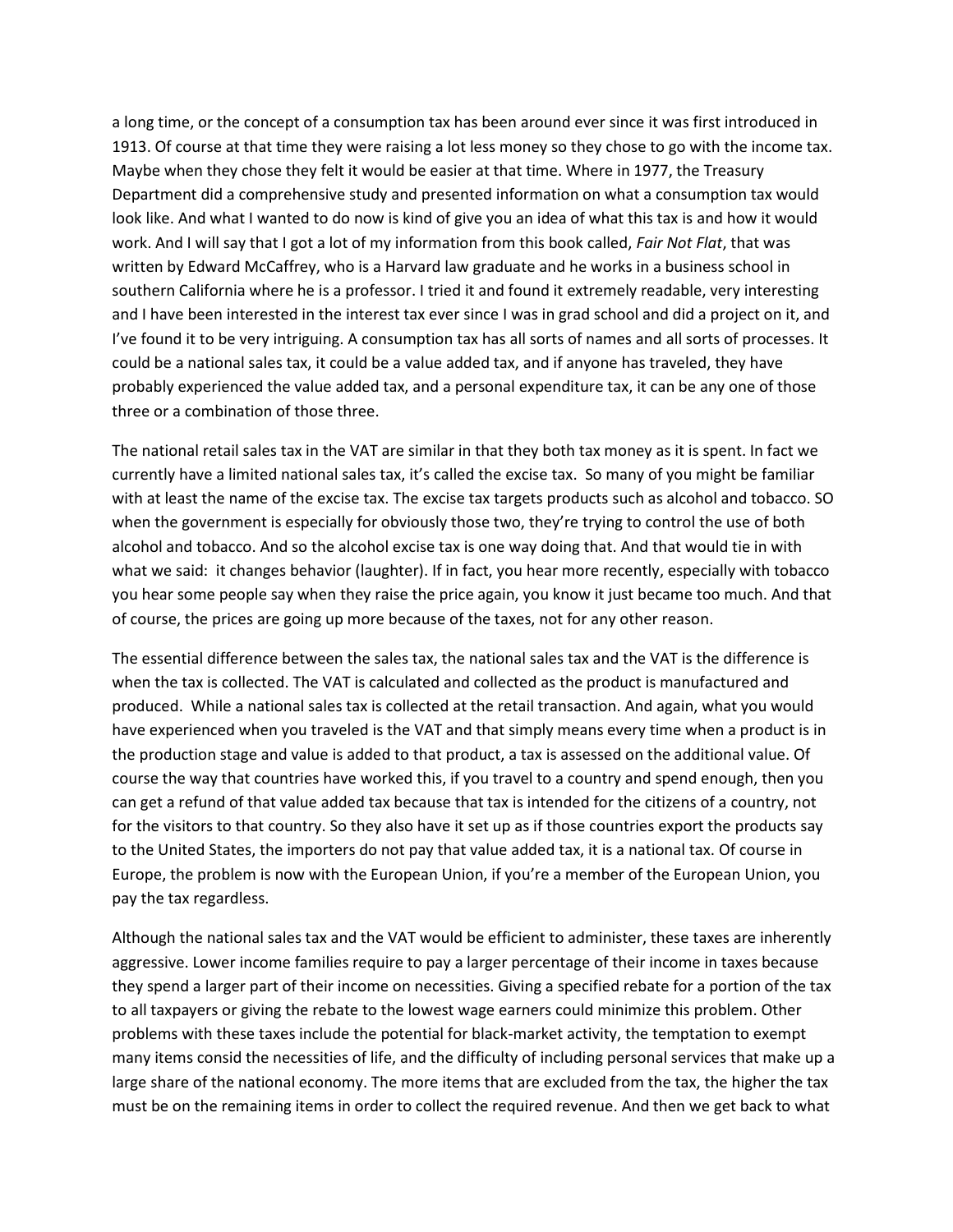a long time, or the concept of a consumption tax has been around ever since it was first introduced in 1913. Of course at that time they were raising a lot less money so they chose to go with the income tax. Maybe when they chose they felt it would be easier at that time. Where in 1977, the Treasury Department did a comprehensive study and presented information on what a consumption tax would look like. And what I wanted to do now is kind of give you an idea of what this tax is and how it would work. And I will say that I got a lot of my information from this book called, *Fair Not Flat*, that was written by Edward McCaffrey, who is a Harvard law graduate and he works in a business school in southern California where he is a professor. I tried it and found it extremely readable, very interesting and I have been interested in the interest tax ever since I was in grad school and did a project on it, and I've found it to be very intriguing. A consumption tax has all sorts of names and all sorts of processes. It could be a national sales tax, it could be a value added tax, and if anyone has traveled, they have probably experienced the value added tax, and a personal expenditure tax, it can be any one of those three or a combination of those three.

The national retail sales tax in the VAT are similar in that they both tax money as it is spent. In fact we currently have a limited national sales tax, it's called the excise tax. So many of you might be familiar with at least the name of the excise tax. The excise tax targets products such as alcohol and tobacco. SO when the government is especially for obviously those two, they're trying to control the use of both alcohol and tobacco. And so the alcohol excise tax is one way doing that. And that would tie in with what we said: it changes behavior (laughter). If in fact, you hear more recently, especially with tobacco you hear some people say when they raise the price again, you know it just became too much. And that of course, the prices are going up more because of the taxes, not for any other reason.

The essential difference between the sales tax, the national sales tax and the VAT is the difference is when the tax is collected. The VAT is calculated and collected as the product is manufactured and produced. While a national sales tax is collected at the retail transaction. And again, what you would have experienced when you traveled is the VAT and that simply means every time when a product is in the production stage and value is added to that product, a tax is assessed on the additional value. Of course the way that countries have worked this, if you travel to a country and spend enough, then you can get a refund of that value added tax because that tax is intended for the citizens of a country, not for the visitors to that country. So they also have it set up as if those countries export the products say to the United States, the importers do not pay that value added tax, it is a national tax. Of course in Europe, the problem is now with the European Union, if you're a member of the European Union, you pay the tax regardless.

Although the national sales tax and the VAT would be efficient to administer, these taxes are inherently aggressive. Lower income families require to pay a larger percentage of their income in taxes because they spend a larger part of their income on necessities. Giving a specified rebate for a portion of the tax to all taxpayers or giving the rebate to the lowest wage earners could minimize this problem. Other problems with these taxes include the potential for black-market activity, the temptation to exempt many items consid the necessities of life, and the difficulty of including personal services that make up a large share of the national economy. The more items that are excluded from the tax, the higher the tax must be on the remaining items in order to collect the required revenue. And then we get back to what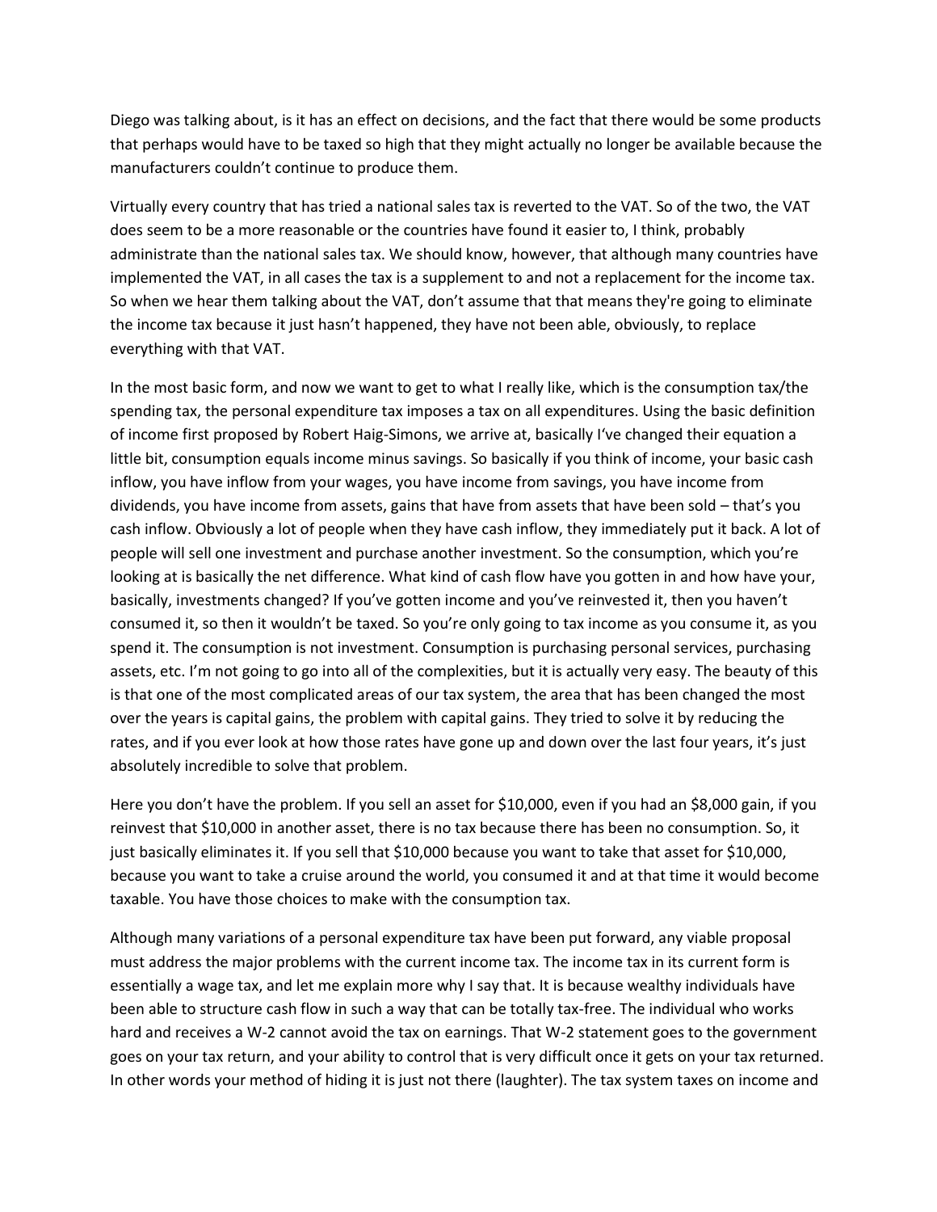Diego was talking about, is it has an effect on decisions, and the fact that there would be some products that perhaps would have to be taxed so high that they might actually no longer be available because the manufacturers couldn't continue to produce them.

Virtually every country that has tried a national sales tax is reverted to the VAT. So of the two, the VAT does seem to be a more reasonable or the countries have found it easier to, I think, probably administrate than the national sales tax. We should know, however, that although many countries have implemented the VAT, in all cases the tax is a supplement to and not a replacement for the income tax. So when we hear them talking about the VAT, don't assume that that means they're going to eliminate the income tax because it just hasn't happened, they have not been able, obviously, to replace everything with that VAT.

In the most basic form, and now we want to get to what I really like, which is the consumption tax/the spending tax, the personal expenditure tax imposes a tax on all expenditures. Using the basic definition of income first proposed by Robert Haig-Simons, we arrive at, basically I've changed their equation a little bit, consumption equals income minus savings. So basically if you think of income, your basic cash inflow, you have inflow from your wages, you have income from savings, you have income from dividends, you have income from assets, gains that have from assets that have been sold – that's you cash inflow. Obviously a lot of people when they have cash inflow, they immediately put it back. A lot of people will sell one investment and purchase another investment. So the consumption, which you're looking at is basically the net difference. What kind of cash flow have you gotten in and how have your, basically, investments changed? If you've gotten income and you've reinvested it, then you haven't consumed it, so then it wouldn't be taxed. So you're only going to tax income as you consume it, as you spend it. The consumption is not investment. Consumption is purchasing personal services, purchasing assets, etc. I'm not going to go into all of the complexities, but it is actually very easy. The beauty of this is that one of the most complicated areas of our tax system, the area that has been changed the most over the years is capital gains, the problem with capital gains. They tried to solve it by reducing the rates, and if you ever look at how those rates have gone up and down over the last four years, it's just absolutely incredible to solve that problem.

Here you don't have the problem. If you sell an asset for $10,000, even if you had an $8,000 gain, if you reinvest that $10,000 in another asset, there is no tax because there has been no consumption. So, it just basically eliminates it. If you sell that $10,000 because you want to take that asset for $10,000, because you want to take a cruise around the world, you consumed it and at that time it would become taxable. You have those choices to make with the consumption tax.

Although many variations of a personal expenditure tax have been put forward, any viable proposal must address the major problems with the current income tax. The income tax in its current form is essentially a wage tax, and let me explain more why I say that. It is because wealthy individuals have been able to structure cash flow in such a way that can be totally tax-free. The individual who works hard and receives a W-2 cannot avoid the tax on earnings. That W-2 statement goes to the government goes on your tax return, and your ability to control that is very difficult once it gets on your tax returned. In other words your method of hiding it is just not there (laughter). The tax system taxes on income and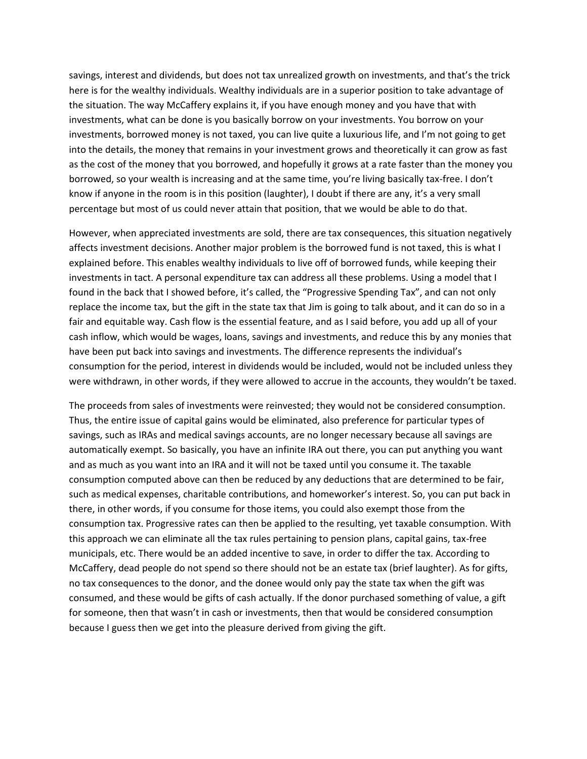savings, interest and dividends, but does not tax unrealized growth on investments, and that's the trick here is for the wealthy individuals. Wealthy individuals are in a superior position to take advantage of the situation. The way McCaffery explains it, if you have enough money and you have that with investments, what can be done is you basically borrow on your investments. You borrow on your investments, borrowed money is not taxed, you can live quite a luxurious life, and I'm not going to get into the details, the money that remains in your investment grows and theoretically it can grow as fast as the cost of the money that you borrowed, and hopefully it grows at a rate faster than the money you borrowed, so your wealth is increasing and at the same time, you're living basically tax-free. I don't know if anyone in the room is in this position (laughter), I doubt if there are any, it's a very small percentage but most of us could never attain that position, that we would be able to do that.

However, when appreciated investments are sold, there are tax consequences, this situation negatively affects investment decisions. Another major problem is the borrowed fund is not taxed, this is what I explained before. This enables wealthy individuals to live off of borrowed funds, while keeping their investments in tact. A personal expenditure tax can address all these problems. Using a model that I found in the back that I showed before, it's called, the "Progressive Spending Tax", and can not only replace the income tax, but the gift in the state tax that Jim is going to talk about, and it can do so in a fair and equitable way. Cash flow is the essential feature, and as I said before, you add up all of your cash inflow, which would be wages, loans, savings and investments, and reduce this by any monies that have been put back into savings and investments. The difference represents the individual's consumption for the period, interest in dividends would be included, would not be included unless they were withdrawn, in other words, if they were allowed to accrue in the accounts, they wouldn't be taxed.

The proceeds from sales of investments were reinvested; they would not be considered consumption. Thus, the entire issue of capital gains would be eliminated, also preference for particular types of savings, such as IRAs and medical savings accounts, are no longer necessary because all savings are automatically exempt. So basically, you have an infinite IRA out there, you can put anything you want and as much as you want into an IRA and it will not be taxed until you consume it. The taxable consumption computed above can then be reduced by any deductions that are determined to be fair, such as medical expenses, charitable contributions, and homeworker's interest. So, you can put back in there, in other words, if you consume for those items, you could also exempt those from the consumption tax. Progressive rates can then be applied to the resulting, yet taxable consumption. With this approach we can eliminate all the tax rules pertaining to pension plans, capital gains, tax-free municipals, etc. There would be an added incentive to save, in order to differ the tax. According to McCaffery, dead people do not spend so there should not be an estate tax (brief laughter). As for gifts, no tax consequences to the donor, and the donee would only pay the state tax when the gift was consumed, and these would be gifts of cash actually. If the donor purchased something of value, a gift for someone, then that wasn't in cash or investments, then that would be considered consumption because I guess then we get into the pleasure derived from giving the gift.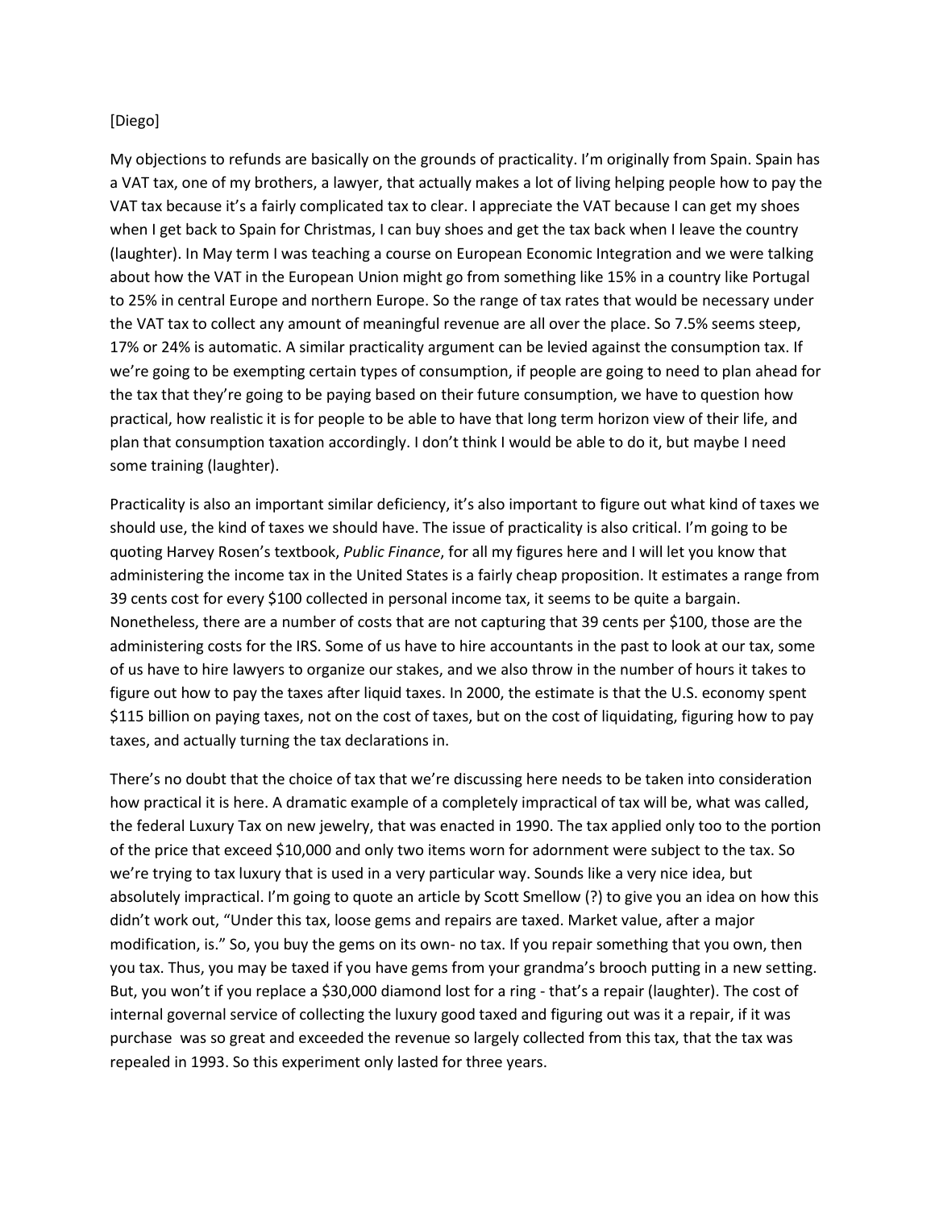[Diego]

My objections to refunds are basically on the grounds of practicality. I'm originally from Spain. Spain has a VAT tax, one of my brothers, a lawyer, that actually makes a lot of living helping people how to pay the VAT tax because it's a fairly complicated tax to clear. I appreciate the VAT because I can get my shoes when I get back to Spain for Christmas, I can buy shoes and get the tax back when I leave the country (laughter). In May term I was teaching a course on European Economic Integration and we were talking about how the VAT in the European Union might go from something like 15% in a country like Portugal to 25% in central Europe and northern Europe. So the range of tax rates that would be necessary under the VAT tax to collect any amount of meaningful revenue are all over the place. So 7.5% seems steep, 17% or 24% is automatic. A similar practicality argument can be levied against the consumption tax. If we're going to be exempting certain types of consumption, if people are going to need to plan ahead for the tax that they're going to be paying based on their future consumption, we have to question how practical, how realistic it is for people to be able to have that long term horizon view of their life, and plan that consumption taxation accordingly. I don't think I would be able to do it, but maybe I need some training (laughter).

Practicality is also an important similar deficiency, it's also important to figure out what kind of taxes we should use, the kind of taxes we should have. The issue of practicality is also critical. I'm going to be quoting Harvey Rosen's textbook, *Public Finance*, for all my figures here and I will let you know that administering the income tax in the United States is a fairly cheap proposition. It estimates a range from 39 cents cost for every $100 collected in personal income tax, it seems to be quite a bargain. Nonetheless, there are a number of costs that are not capturing that 39 cents per $100, those are the administering costs for the IRS. Some of us have to hire accountants in the past to look at our tax, some of us have to hire lawyers to organize our stakes, and we also throw in the number of hours it takes to figure out how to pay the taxes after liquid taxes. In 2000, the estimate is that the U.S. economy spent $115 billion on paying taxes, not on the cost of taxes, but on the cost of liquidating, figuring how to pay taxes, and actually turning the tax declarations in.

There's no doubt that the choice of tax that we're discussing here needs to be taken into consideration how practical it is here. A dramatic example of a completely impractical of tax will be, what was called, the federal Luxury Tax on new jewelry, that was enacted in 1990. The tax applied only too to the portion of the price that exceed $10,000 and only two items worn for adornment were subject to the tax. So we're trying to tax luxury that is used in a very particular way. Sounds like a very nice idea, but absolutely impractical. I'm going to quote an article by Scott Smellow (?) to give you an idea on how this didn't work out, "Under this tax, loose gems and repairs are taxed. Market value, after a major modification, is." So, you buy the gems on its own- no tax. If you repair something that you own, then you tax. Thus, you may be taxed if you have gems from your grandma's brooch putting in a new setting. But, you won't if you replace a $30,000 diamond lost for a ring - that's a repair (laughter). The cost of internal governal service of collecting the luxury good taxed and figuring out was it a repair, if it was purchase was so great and exceeded the revenue so largely collected from this tax, that the tax was repealed in 1993. So this experiment only lasted for three years.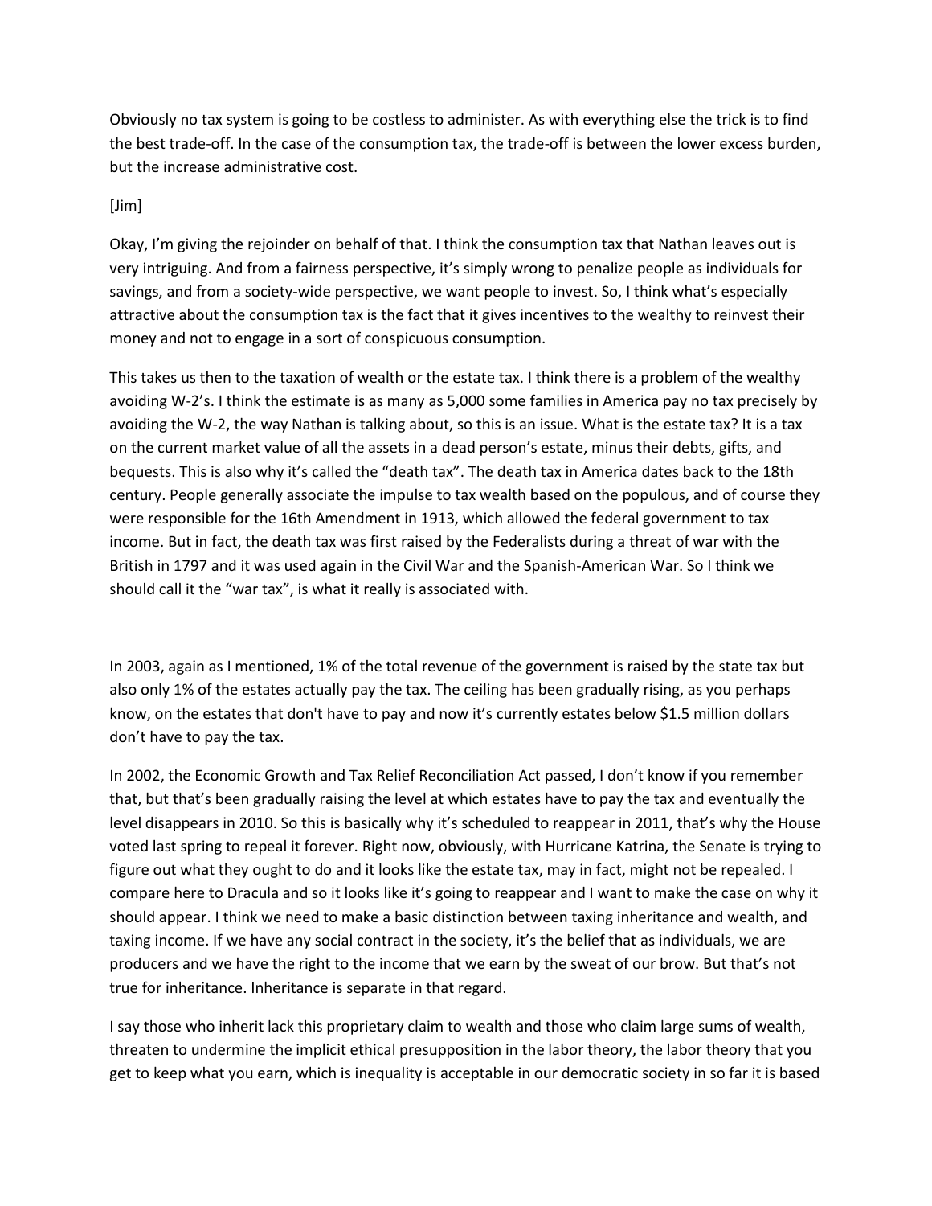Obviously no tax system is going to be costless to administer. As with everything else the trick is to find the best trade-off. In the case of the consumption tax, the trade-off is between the lower excess burden, but the increase administrative cost.

[Jim]

Okay, I'm giving the rejoinder on behalf of that. I think the consumption tax that Nathan leaves out is very intriguing. And from a fairness perspective, it's simply wrong to penalize people as individuals for savings, and from a society-wide perspective, we want people to invest. So, I think what's especially attractive about the consumption tax is the fact that it gives incentives to the wealthy to reinvest their money and not to engage in a sort of conspicuous consumption.

This takes us then to the taxation of wealth or the estate tax. I think there is a problem of the wealthy avoiding W-2's. I think the estimate is as many as 5,000 some families in America pay no tax precisely by avoiding the W-2, the way Nathan is talking about, so this is an issue. What is the estate tax? It is a tax on the current market value of all the assets in a dead person's estate, minus their debts, gifts, and bequests. This is also why it's called the "death tax". The death tax in America dates back to the 18th century. People generally associate the impulse to tax wealth based on the populous, and of course they were responsible for the 16th Amendment in 1913, which allowed the federal government to tax income. But in fact, the death tax was first raised by the Federalists during a threat of war with the British in 1797 and it was used again in the Civil War and the Spanish-American War. So I think we should call it the "war tax", is what it really is associated with.

In 2003, again as I mentioned, 1% of the total revenue of the government is raised by the state tax but also only 1% of the estates actually pay the tax. The ceiling has been gradually rising, as you perhaps know, on the estates that don't have to pay and now it's currently estates below $1.5 million dollars don't have to pay the tax.

In 2002, the Economic Growth and Tax Relief Reconciliation Act passed, I don't know if you remember that, but that's been gradually raising the level at which estates have to pay the tax and eventually the level disappears in 2010. So this is basically why it's scheduled to reappear in 2011, that's why the House voted last spring to repeal it forever. Right now, obviously, with Hurricane Katrina, the Senate is trying to figure out what they ought to do and it looks like the estate tax, may in fact, might not be repealed. I compare here to Dracula and so it looks like it's going to reappear and I want to make the case on why it should appear. I think we need to make a basic distinction between taxing inheritance and wealth, and taxing income. If we have any social contract in the society, it's the belief that as individuals, we are producers and we have the right to the income that we earn by the sweat of our brow. But that's not true for inheritance. Inheritance is separate in that regard.

I say those who inherit lack this proprietary claim to wealth and those who claim large sums of wealth, threaten to undermine the implicit ethical presupposition in the labor theory, the labor theory that you get to keep what you earn, which is inequality is acceptable in our democratic society in so far it is based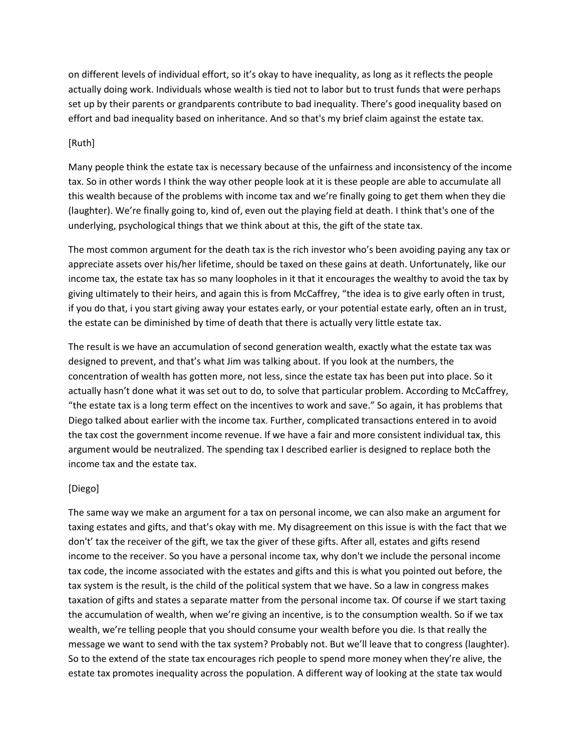on different levels of individual effort, so it's okay to have inequality, as long as it reflects the people actually doing work. Individuals whose wealth is tied not to labor but to trust funds that were perhaps set up by their parents or grandparents contribute to bad inequality. There's good inequality based on effort and bad inequality based on inheritance. And so that's my brief claim against the estate tax.

[Ruth]

Many people think the estate tax is necessary because of the unfairness and inconsistency of the income tax. So in other words I think the way other people look at it is these people are able to accumulate all this wealth because of the problems with income tax and we're finally going to get them when they die (laughter). We're finally going to, kind of, even out the playing field at death. I think that's one of the underlying, psychological things that we think about at this, the gift of the state tax.

The most common argument for the death tax is the rich investor who's been avoiding paying any tax or appreciate assets over his/her lifetime, should be taxed on these gains at death. Unfortunately, like our income tax, the estate tax has so many loopholes in it that it encourages the wealthy to avoid the tax by giving ultimately to their heirs, and again this is from McCaffrey, "the idea is to give early often in trust, if you do that, i you start giving away your estates early, or your potential estate early, often an in trust, the estate can be diminished by time of death that there is actually very little estate tax.

The result is we have an accumulation of second generation wealth, exactly what the estate tax was designed to prevent, and that's what Jim was talking about. If you look at the numbers, the concentration of wealth has gotten more, not less, since the estate tax has been put into place. So it actually hasn't done what it was set out to do, to solve that particular problem. According to McCaffrey, "the estate tax is a long term effect on the incentives to work and save." So again, it has problems that Diego talked about earlier with the income tax. Further, complicated transactions entered in to avoid the tax cost the government income revenue. If we have a fair and more consistent individual tax, this argument would be neutralized. The spending tax I described earlier is designed to replace both the income tax and the estate tax.

[Diego]

The same way we make an argument for a tax on personal income, we can also make an argument for taxing estates and gifts, and that's okay with me. My disagreement on this issue is with the fact that we don't' tax the receiver of the gift, we tax the giver of these gifts. After all, estates and gifts resend income to the receiver. So you have a personal income tax, why don't we include the personal income tax code, the income associated with the estates and gifts and this is what you pointed out before, the tax system is the result, is the child of the political system that we have. So a law in congress makes taxation of gifts and states a separate matter from the personal income tax. Of course if we start taxing the accumulation of wealth, when we're giving an incentive, is to the consumption wealth. So if we tax wealth, we're telling people that you should consume your wealth before you die. Is that really the message we want to send with the tax system? Probably not. But we'll leave that to congress (laughter). So to the extend of the state tax encourages rich people to spend more money when they're alive, the estate tax promotes inequality across the population. A different way of looking at the state tax would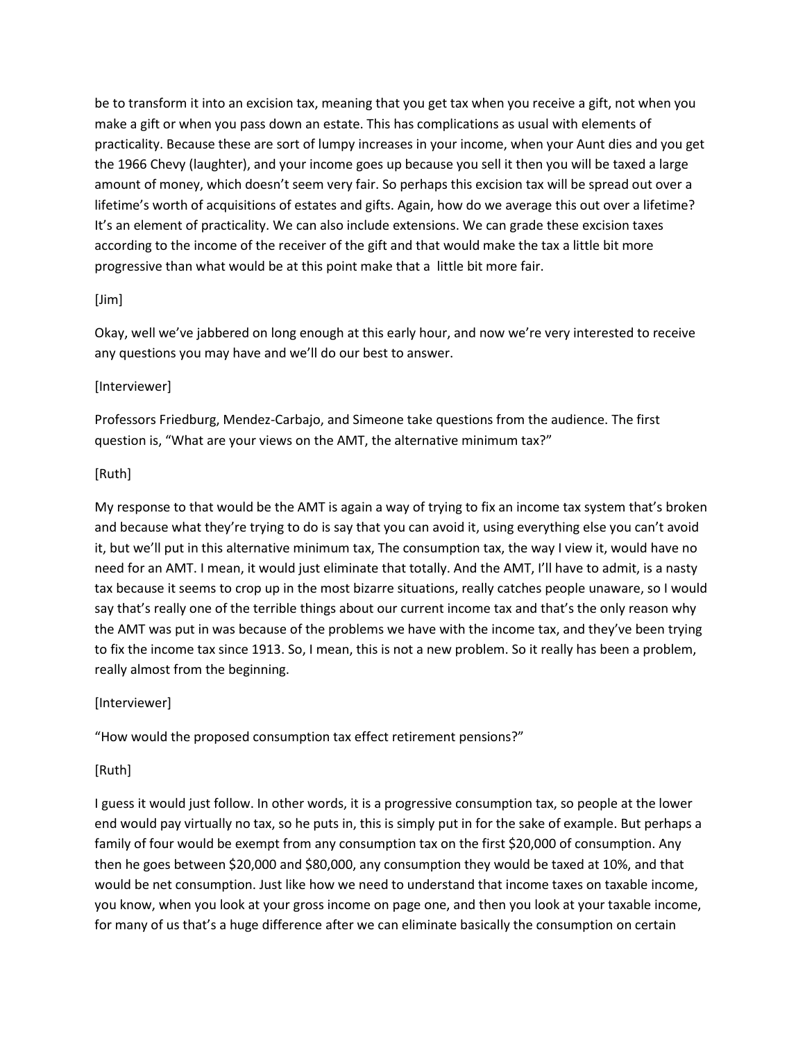be to transform it into an excision tax, meaning that you get tax when you receive a gift, not when you make a gift or when you pass down an estate. This has complications as usual with elements of practicality. Because these are sort of lumpy increases in your income, when your Aunt dies and you get the 1966 Chevy (laughter), and your income goes up because you sell it then you will be taxed a large amount of money, which doesn't seem very fair. So perhaps this excision tax will be spread out over a lifetime's worth of acquisitions of estates and gifts. Again, how do we average this out over a lifetime? It's an element of practicality. We can also include extensions. We can grade these excision taxes according to the income of the receiver of the gift and that would make the tax a little bit more progressive than what would be at this point make that a little bit more fair.

[Jim]

Okay, well we've jabbered on long enough at this early hour, and now we're very interested to receive any questions you may have and we'll do our best to answer.

[Interviewer]

Professors Friedburg, Mendez-Carbajo, and Simeone take questions from the audience. The first question is, "What are your views on the AMT, the alternative minimum tax?"

[Ruth]

My response to that would be the AMT is again a way of trying to fix an income tax system that's broken and because what they're trying to do is say that you can avoid it, using everything else you can't avoid it, but we'll put in this alternative minimum tax, The consumption tax, the way I view it, would have no need for an AMT. I mean, it would just eliminate that totally. And the AMT, I'll have to admit, is a nasty tax because it seems to crop up in the most bizarre situations, really catches people unaware, so I would say that's really one of the terrible things about our current income tax and that's the only reason why the AMT was put in was because of the problems we have with the income tax, and they've been trying to fix the income tax since 1913. So, I mean, this is not a new problem. So it really has been a problem, really almost from the beginning.

[Interviewer]

"How would the proposed consumption tax effect retirement pensions?"

[Ruth]

I guess it would just follow. In other words, it is a progressive consumption tax, so people at the lower end would pay virtually no tax, so he puts in, this is simply put in for the sake of example. But perhaps a family of four would be exempt from any consumption tax on the first $20,000 of consumption. Any then he goes between $20,000 and $80,000, any consumption they would be taxed at 10%, and that would be net consumption. Just like how we need to understand that income taxes on taxable income, you know, when you look at your gross income on page one, and then you look at your taxable income, for many of us that's a huge difference after we can eliminate basically the consumption on certain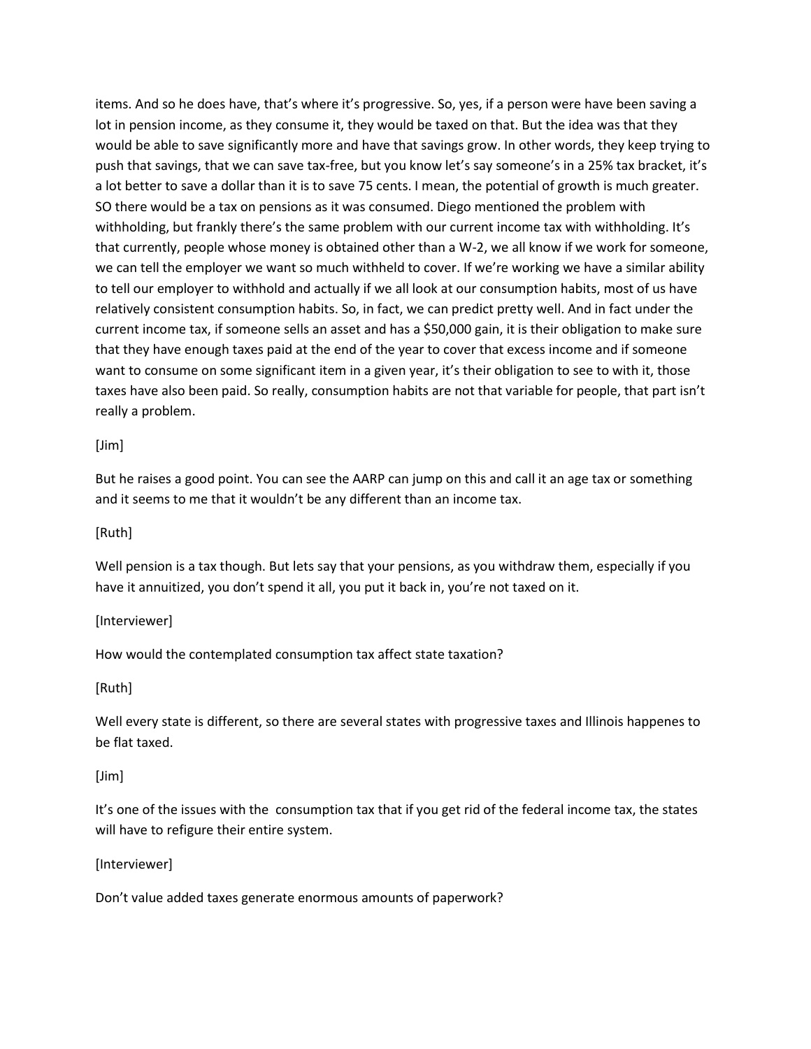items. And so he does have, that's where it's progressive. So, yes, if a person were have been saving a lot in pension income, as they consume it, they would be taxed on that. But the idea was that they would be able to save significantly more and have that savings grow. In other words, they keep trying to push that savings, that we can save tax-free, but you know let's say someone's in a 25% tax bracket, it's a lot better to save a dollar than it is to save 75 cents. I mean, the potential of growth is much greater. SO there would be a tax on pensions as it was consumed. Diego mentioned the problem with withholding, but frankly there's the same problem with our current income tax with withholding. It's that currently, people whose money is obtained other than a W-2, we all know if we work for someone, we can tell the employer we want so much withheld to cover. If we're working we have a similar ability to tell our employer to withhold and actually if we all look at our consumption habits, most of us have relatively consistent consumption habits. So, in fact, we can predict pretty well. And in fact under the current income tax, if someone sells an asset and has a $50,000 gain, it is their obligation to make sure that they have enough taxes paid at the end of the year to cover that excess income and if someone want to consume on some significant item in a given year, it's their obligation to see to with it, those taxes have also been paid. So really, consumption habits are not that variable for people, that part isn't really a problem.

[Jim]

But he raises a good point. You can see the AARP can jump on this and call it an age tax or something and it seems to me that it wouldn't be any different than an income tax.

[Ruth]

Well pension is a tax though. But lets say that your pensions, as you withdraw them, especially if you have it annuitized, you don't spend it all, you put it back in, you're not taxed on it.

[Interviewer]

How would the contemplated consumption tax affect state taxation?

[Ruth]

Well every state is different, so there are several states with progressive taxes and Illinois happenes to be flat taxed.

[Jim]

It's one of the issues with the consumption tax that if you get rid of the federal income tax, the states will have to refigure their entire system.

[Interviewer]

Don't value added taxes generate enormous amounts of paperwork?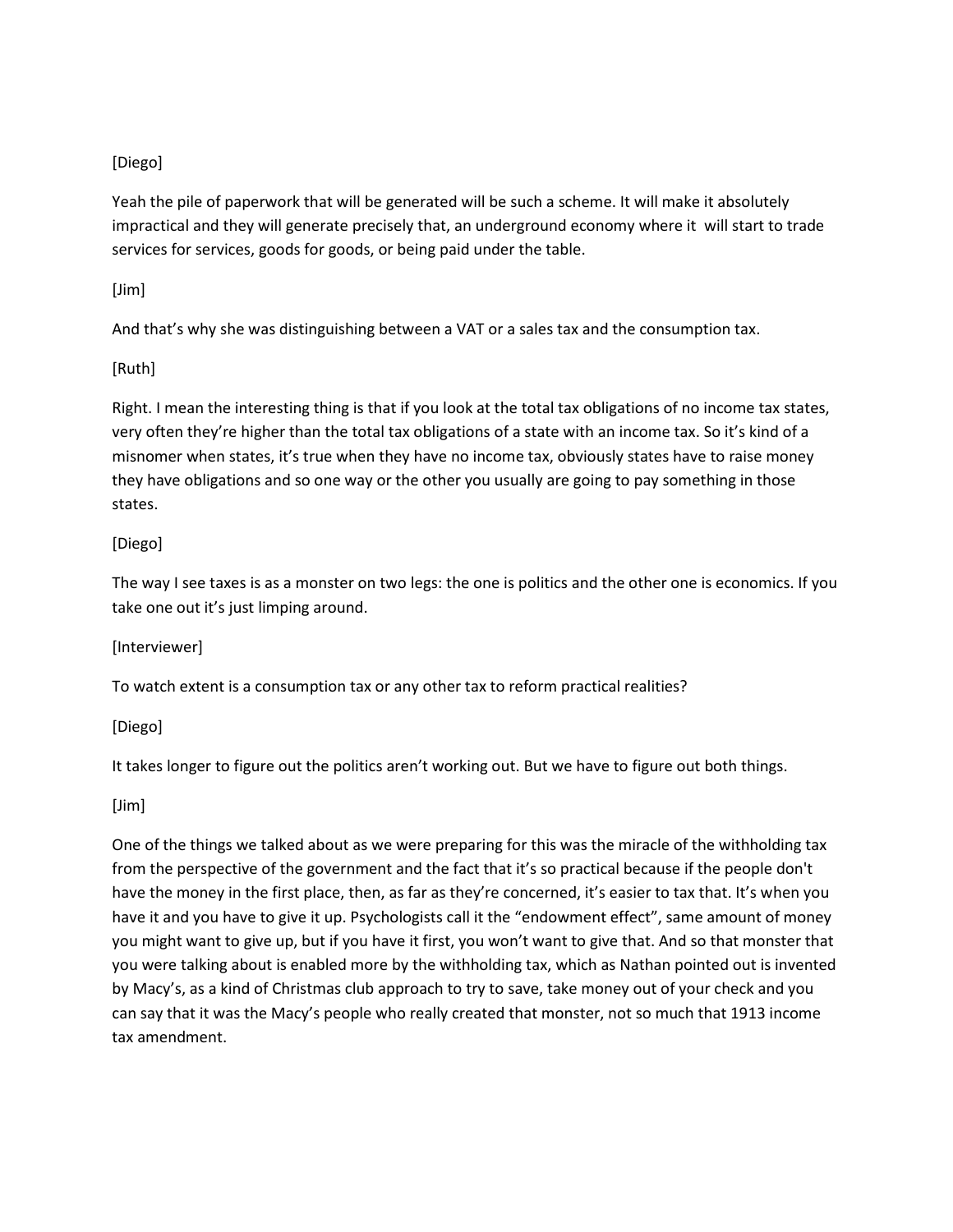[Diego]

Yeah the pile of paperwork that will be generated will be such a scheme. It will make it absolutely impractical and they will generate precisely that, an underground economy where it will start to trade services for services, goods for goods, or being paid under the table.

[Jim]

And that's why she was distinguishing between a VAT or a sales tax and the consumption tax.

[Ruth]

Right. I mean the interesting thing is that if you look at the total tax obligations of no income tax states, very often they're higher than the total tax obligations of a state with an income tax. So it's kind of a misnomer when states, it's true when they have no income tax, obviously states have to raise money they have obligations and so one way or the other you usually are going to pay something in those states.

[Diego]

The way I see taxes is as a monster on two legs: the one is politics and the other one is economics. If you take one out it's just limping around.

[Interviewer]

To watch extent is a consumption tax or any other tax to reform practical realities?

[Diego]

It takes longer to figure out the politics aren't working out. But we have to figure out both things.

[Jim]

One of the things we talked about as we were preparing for this was the miracle of the withholding tax from the perspective of the government and the fact that it's so practical because if the people don't have the money in the first place, then, as far as they're concerned, it's easier to tax that. It's when you have it and you have to give it up. Psychologists call it the "endowment effect", same amount of money you might want to give up, but if you have it first, you won't want to give that. And so that monster that you were talking about is enabled more by the withholding tax, which as Nathan pointed out is invented by Macy's, as a kind of Christmas club approach to try to save, take money out of your check and you can say that it was the Macy's people who really created that monster, not so much that 1913 income tax amendment.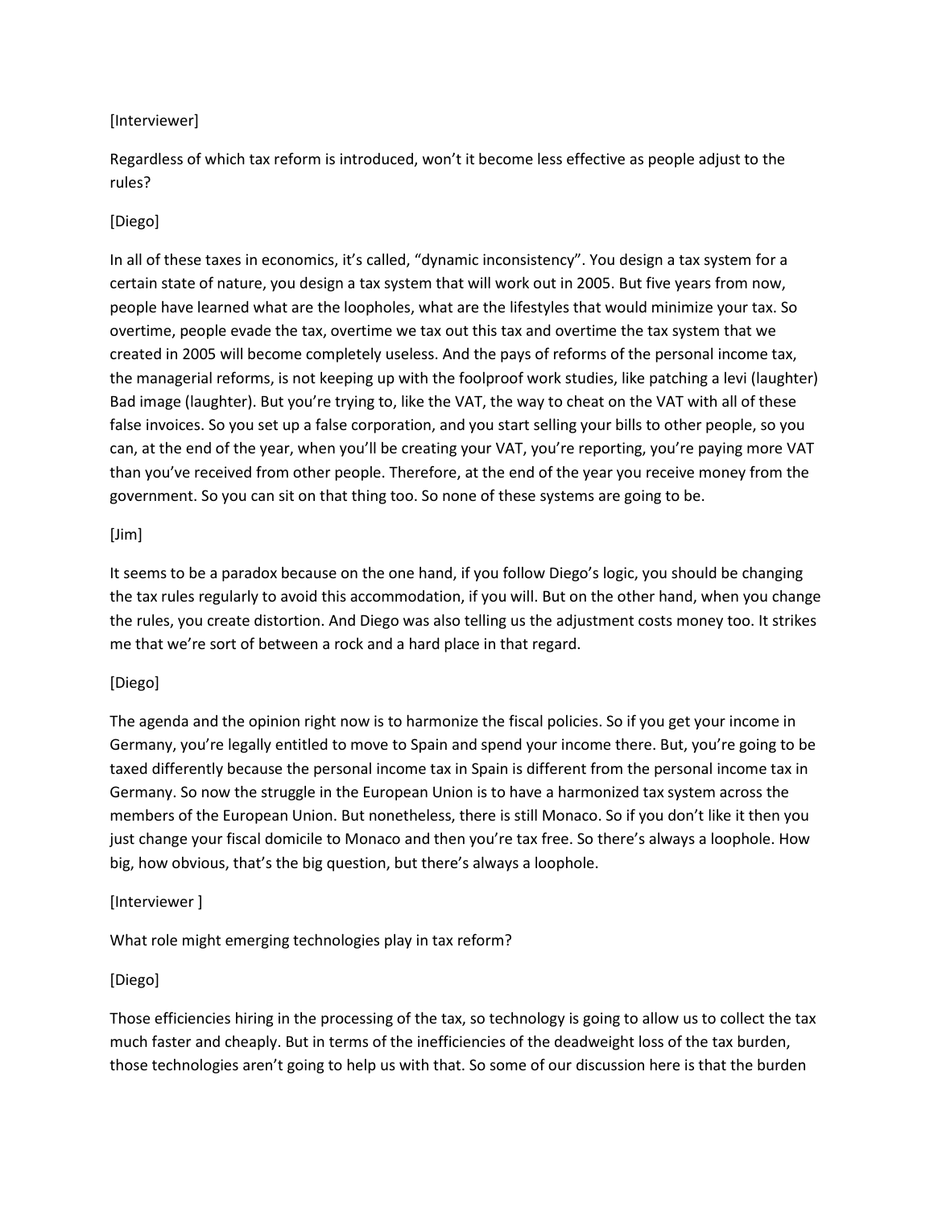[Interviewer]

Regardless of which tax reform is introduced, won't it become less effective as people adjust to the rules?

[Diego]

In all of these taxes in economics, it's called, "dynamic inconsistency". You design a tax system for a certain state of nature, you design a tax system that will work out in 2005. But five years from now, people have learned what are the loopholes, what are the lifestyles that would minimize your tax. So overtime, people evade the tax, overtime we tax out this tax and overtime the tax system that we created in 2005 will become completely useless. And the pays of reforms of the personal income tax, the managerial reforms, is not keeping up with the foolproof work studies, like patching a levi (laughter) Bad image (laughter). But you're trying to, like the VAT, the way to cheat on the VAT with all of these false invoices. So you set up a false corporation, and you start selling your bills to other people, so you can, at the end of the year, when you'll be creating your VAT, you're reporting, you're paying more VAT than you've received from other people. Therefore, at the end of the year you receive money from the government. So you can sit on that thing too. So none of these systems are going to be.

[Jim]

It seems to be a paradox because on the one hand, if you follow Diego's logic, you should be changing the tax rules regularly to avoid this accommodation, if you will. But on the other hand, when you change the rules, you create distortion. And Diego was also telling us the adjustment costs money too. It strikes me that we're sort of between a rock and a hard place in that regard.

[Diego]

The agenda and the opinion right now is to harmonize the fiscal policies. So if you get your income in Germany, you're legally entitled to move to Spain and spend your income there. But, you're going to be taxed differently because the personal income tax in Spain is different from the personal income tax in Germany. So now the struggle in the European Union is to have a harmonized tax system across the members of the European Union. But nonetheless, there is still Monaco. So if you don't like it then you just change your fiscal domicile to Monaco and then you're tax free. So there's always a loophole. How big, how obvious, that's the big question, but there's always a loophole.

[Interviewer ]

What role might emerging technologies play in tax reform?

[Diego]

Those efficiencies hiring in the processing of the tax, so technology is going to allow us to collect the tax much faster and cheaply. But in terms of the inefficiencies of the deadweight loss of the tax burden, those technologies aren't going to help us with that. So some of our discussion here is that the burden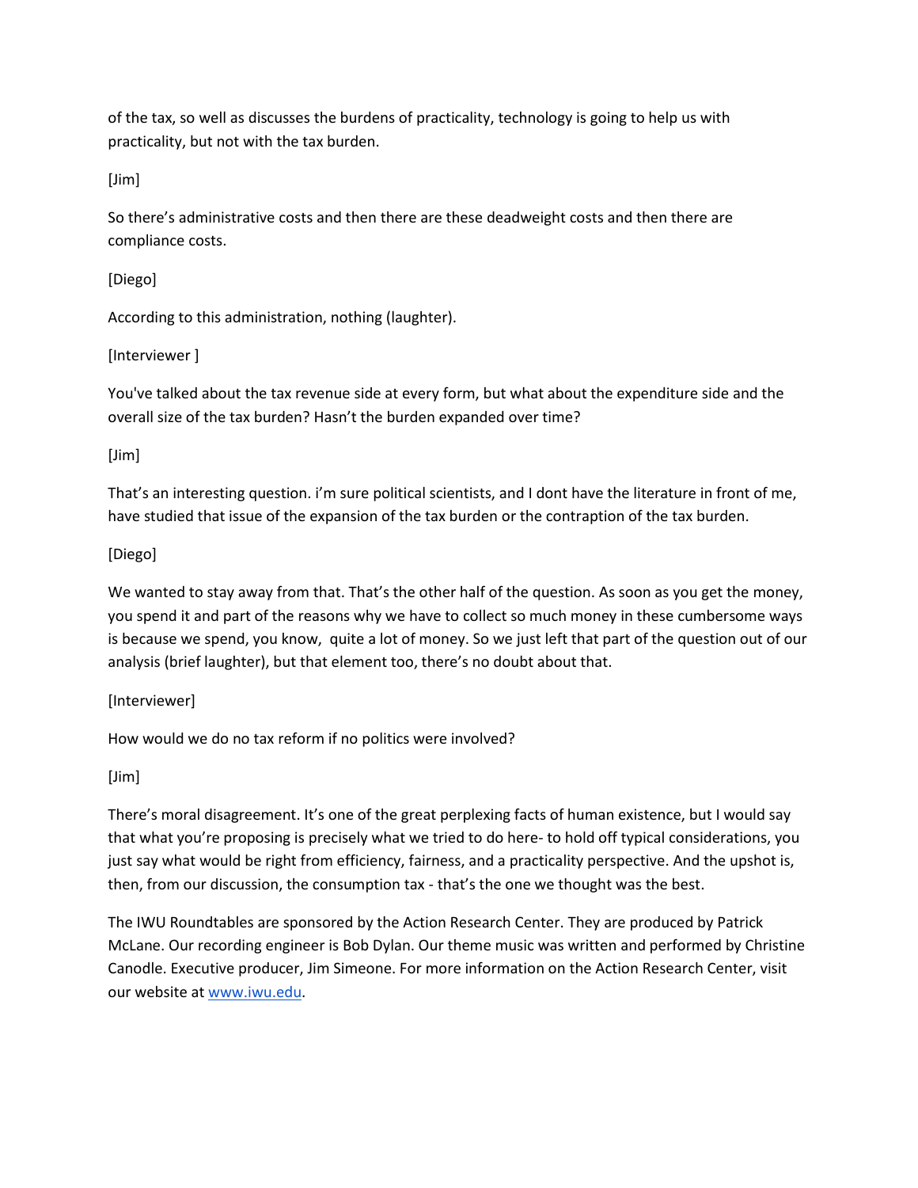of the tax, so well as discusses the burdens of practicality, technology is going to help us with practicality, but not with the tax burden.

[Jim]

So there's administrative costs and then there are these deadweight costs and then there are compliance costs.

[Diego]

According to this administration, nothing (laughter).

[Interviewer ]

You've talked about the tax revenue side at every form, but what about the expenditure side and the overall size of the tax burden? Hasn't the burden expanded over time?

[Jim]

That's an interesting question. i'm sure political scientists, and I dont have the literature in front of me, have studied that issue of the expansion of the tax burden or the contraption of the tax burden.

[Diego]

We wanted to stay away from that. That's the other half of the question. As soon as you get the money, you spend it and part of the reasons why we have to collect so much money in these cumbersome ways is because we spend, you know, quite a lot of money. So we just left that part of the question out of our analysis (brief laughter), but that element too, there's no doubt about that.

[Interviewer]

How would we do no tax reform if no politics were involved?

[Jim]

There's moral disagreement. It's one of the great perplexing facts of human existence, but I would say that what you're proposing is precisely what we tried to do here- to hold off typical considerations, you just say what would be right from efficiency, fairness, and a practicality perspective. And the upshot is, then, from our discussion, the consumption tax - that's the one we thought was the best.

The IWU Roundtables are sponsored by the Action Research Center. They are produced by Patrick McLane. Our recording engineer is Bob Dylan. Our theme music was written and performed by Christine Canodle. Executive producer, Jim Simeone. For more information on the Action Research Center, visit our website at www.iwu.edu.